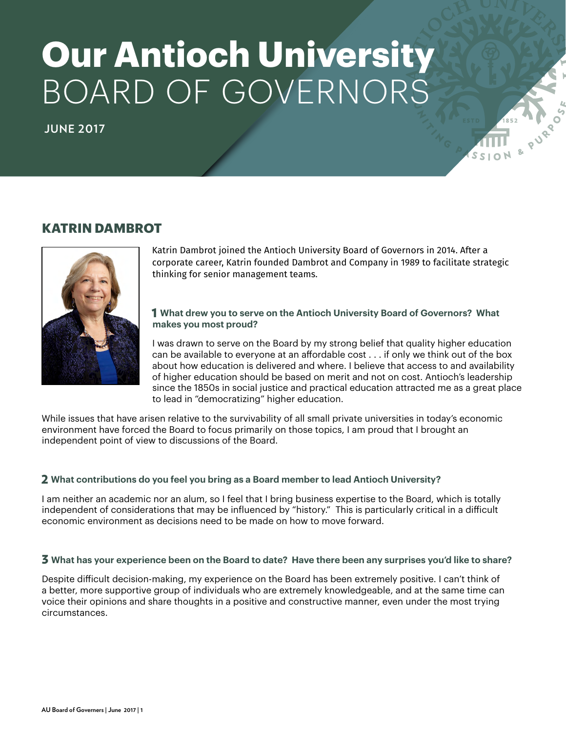# Our Antioch University BOARD OF GOVERNORS

**JUNE 2017**

## KATRIN DAMBROT

Katrin Dambrot joined the Antioch University Board of Governors in 2014. After a corporate career, Katrin founded Dambrot and Company in 1989 to facilitate strategic thinking for senior management teams.

### 1 What drew you to serve on the Antioch University Board of Governors? What makes you most proud?

I was drawn to serve on the Board by my strong belief that quality higher education can be available to everyone at an affordable cost . . . if only we think out of the box about how education is delivered and where. I believe that access to and availability of higher education should be based on merit and not on cost. Antioch's leadership since the 1850s in social justice and practical education attracted me as a great place to lead in "democratizing" higher education.

While issues that have arisen relative to the survivability of all small private universities in today's economic environment have forced the Board to focus primarily on those topics, I am proud that I brought an independent point of view to discussions of the Board.

### 2 What contributions do you feel you bring as a Board member to lead Antioch University?

I am neither an academic nor an alum, so I feel that I bring business expertise to the Board, which is totally independent of considerations that may be influenced by "history." This is particularly critical in a difficult economic environment as decisions need to be made on how to move forward.

### 3 What has your experience been on the Board to date? Have there been any surprises you'd like to share?

Despite difficult decision-making, my experience on the Board has been extremely positive. I can't think of a better, more supportive group of individuals who are extremely knowledgeable, and at the same time can voice their opinions and share thoughts in a positive and constructive manner, even under the most trying circumstances.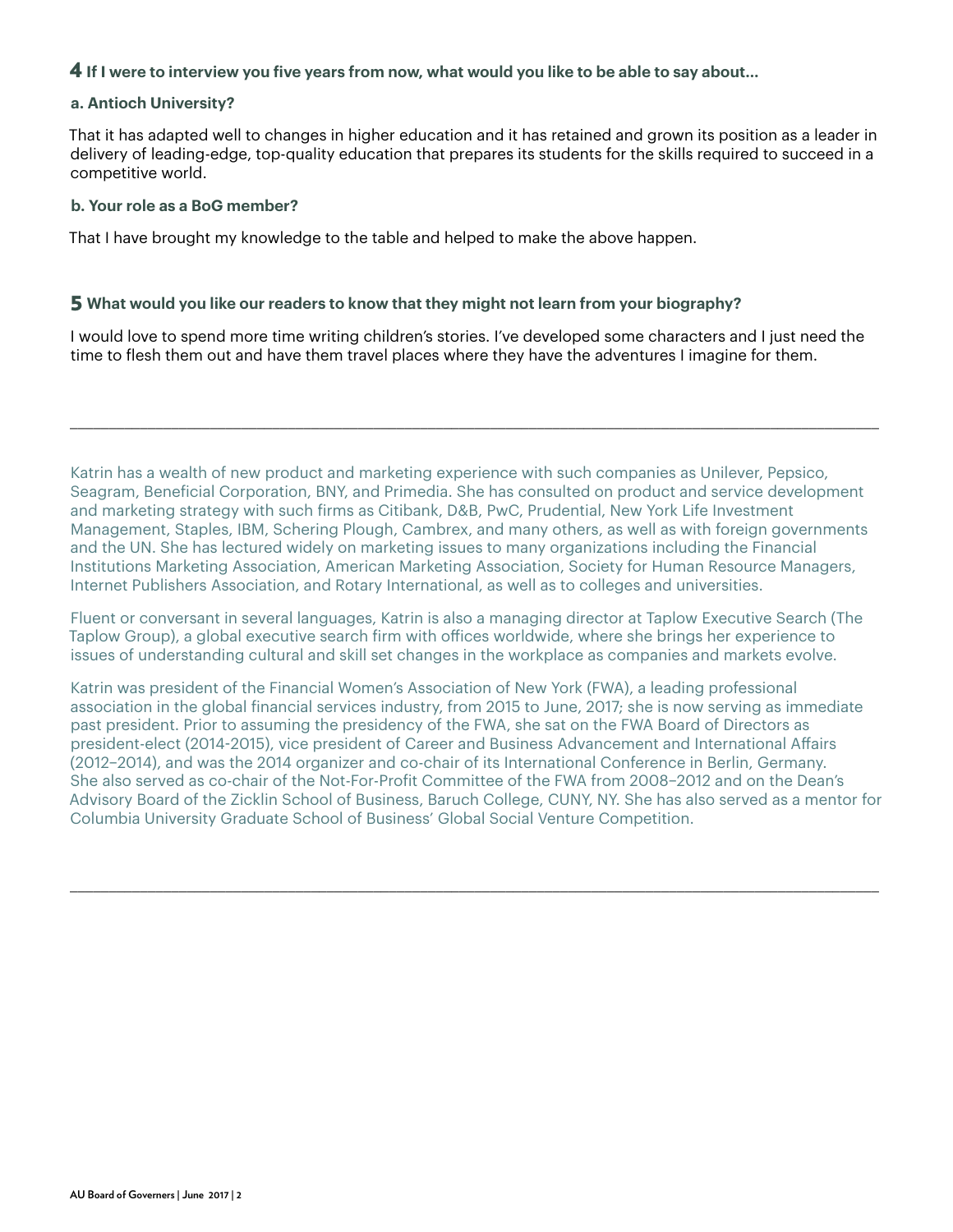## 4 If I were to interview you five years from now, what would you like to be able to say about...

### a. Antioch University?

That it has adapted well to changes in higher education and it has retained and grown its position as a leader in delivery of leading-edge, top-quality education that prepares its students for the skills required to succeed in a competitive world.

### b. Your role as a BoG member?

That I have brought my knowledge to the table and helped to make the above happen.

## 5 What would you like our readers to know that they might not learn from your biography?

I would love to spend more time writing children's stories. I've developed some characters and I just need the time to flesh them out and have them travel places where they have the adventures I imagine for them.

---

Katrin has a wealth of new product and marketing experience with such companies as Unilever, Pepsico, Seagram, Beneficial Corporation, BNY, and Primedia. She has consulted on product and service development and marketing strategy with such firms as Citibank, D&B, PwC, Prudential, New York Life Investment Management, Staples, IBM, Schering Plough, Cambrex, and many others, as well as with foreign governments and the UN. She has lectured widely on marketing issues to many organizations including the Financial Institutions Marketing Association, American Marketing Association, Society for Human Resource Managers, Internet Publishers Association, and Rotary International, as well as to colleges and universities.

Fluent or conversant in several languages, Katrin is also a managing director at Taplow Executive Search (The Taplow Group), a global executive search firm with offices worldwide, where she brings her experience to issues of understanding cultural and skill set changes in the workplace as companies and markets evolve.

Katrin was president of the Financial Women's Association of New York (FWA), a leading professional association in the global financial services industry, from 2015 to June, 2017; she is now serving as immediate past president. Prior to assuming the presidency of the FWA, she sat on the FWA Board of Directors as president-elect (2014-2015), vice president of Career and Business Advancement and International Affairs (2012–2014), and was the 2014 organizer and co-chair of its International Conference in Berlin, Germany. She also served as co-chair of the Not-For-Profit Committee of the FWA from 2008–2012 and on the Dean's Advisory Board of the Zicklin School of Business, Baruch College, CUNY, NY. She has also served as a mentor for Columbia University Graduate School of Business' Global Social Venture Competition.

---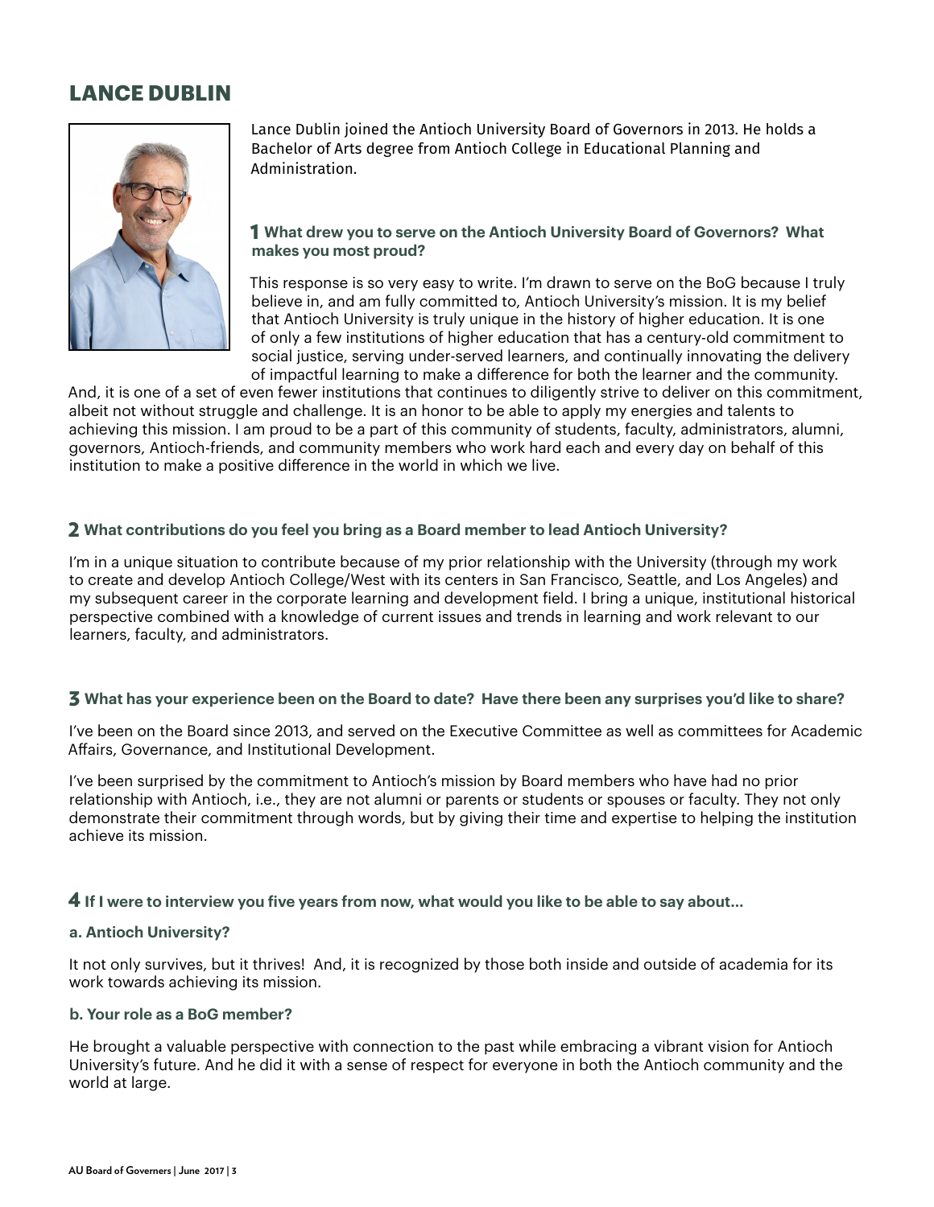# LANCE DUBLIN

Lance Dublin joined the Antioch University Board of Governors in 2013. He holds a Bachelor of Arts degree from Antioch College in Educational Planning and Administration.

### 1 What drew you to serve on the Antioch University Board of Governors? What makes you most proud?

This response is so very easy to write. I'm drawn to serve on the BoG because I truly believe in, and am fully committed to, Antioch University's mission. It is my belief that Antioch University is truly unique in the history of higher education. It is one of only a few institutions of higher education that has a century-old commitment to social justice, serving under-served learners, and continually innovating the delivery of impactful learning to make a difference for both the learner and the community. And, it is one of a set of even fewer institutions that continues to diligently strive to deliver on this commitment, albeit not without struggle and challenge. It is an honor to be able to apply my energies and talents to achieving this mission. I am proud to be a part of this community of students, faculty, administrators, alumni, governors, Antioch-friends, and community members who work hard each and every day on behalf of this institution to make a positive difference in the world in which we live.

### 2 What contributions do you feel you bring as a Board member to lead Antioch University?

I'm in a unique situation to contribute because of my prior relationship with the University (through my work to create and develop Antioch College/West with its centers in San Francisco, Seattle, and Los Angeles) and my subsequent career in the corporate learning and development field. I bring a unique, institutional historical perspective combined with a knowledge of current issues and trends in learning and work relevant to our learners, faculty, and administrators.

### 3 What has your experience been on the Board to date? Have there been any surprises you'd like to share?

I've been on the Board since 2013, and served on the Executive Committee as well as committees for Academic Affairs, Governance, and Institutional Development.

I've been surprised by the commitment to Antioch's mission by Board members who have had no prior relationship with Antioch, i.e., they are not alumni or parents or students or spouses or faculty. They not only demonstrate their commitment through words, but by giving their time and expertise to helping the institution achieve its mission.

### 4 If I were to interview you five years from now, what would you like to be able to say about...

#### a. Antioch University?

It not only survives, but it thrives! And, it is recognized by those both inside and outside of academia for its work towards achieving its mission.

#### b. Your role as a BoG member?

He brought a valuable perspective with connection to the past while embracing a vibrant vision for Antioch University's future. And he did it with a sense of respect for everyone in both the Antioch community and the world at large.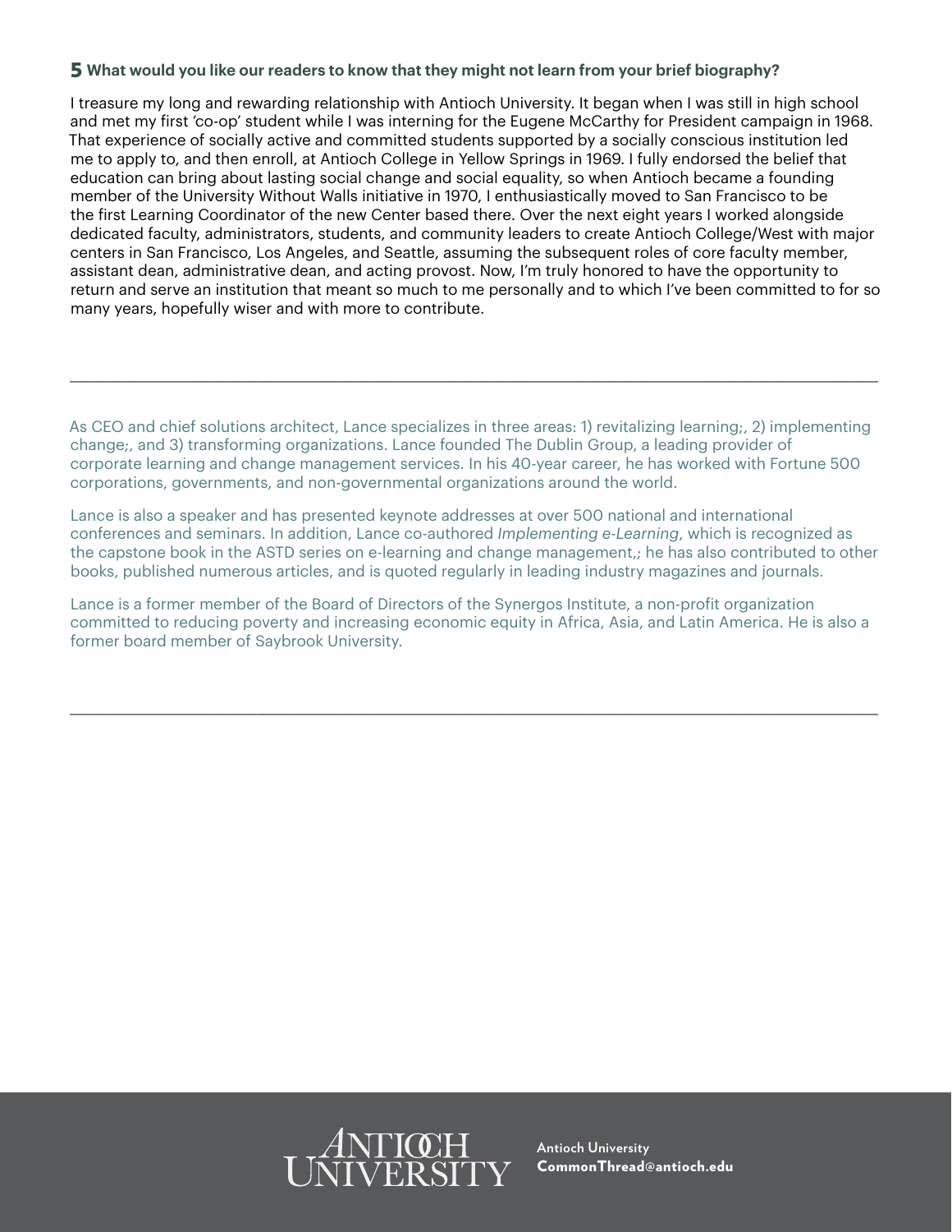**5 What would you like our readers to know that they might not learn from your brief biography?**

I treasure my long and rewarding relationship with Antioch University. It began when I was still in high school and met my first 'co-op' student while I was interning for the Eugene McCarthy for President campaign in 1968. That experience of socially active and committed students supported by a socially conscious institution led me to apply to, and then enroll, at Antioch College in Yellow Springs in 1969. I fully endorsed the belief that education can bring about lasting social change and social equality, so when Antioch became a founding member of the University Without Walls initiative in 1970, I enthusiastically moved to San Francisco to be the first Learning Coordinator of the new Center based there. Over the next eight years I worked alongside dedicated faculty, administrators, students, and community leaders to create Antioch College/West with major centers in San Francisco, Los Angeles, and Seattle, assuming the subsequent roles of core faculty member, assistant dean, administrative dean, and acting provost. Now, I'm truly honored to have the opportunity to return and serve an institution that meant so much to me personally and to which I've been committed to for so many years, hopefully wiser and with more to contribute.

---

As CEO and chief solutions architect, Lance specializes in three areas: 1) revitalizing learning;, 2) implementing change;, and 3) transforming organizations. Lance founded The Dublin Group, a leading provider of corporate learning and change management services. In his 40-year career, he has worked with Fortune 500 corporations, governments, and non-governmental organizations around the world.

Lance is also a speaker and has presented keynote addresses at over 500 national and international conferences and seminars. In addition, Lance co-authored *Implementing e-Learning*, which is recognized as the capstone book in the ASTD series on e-learning and change management,; he has also contributed to other books, published numerous articles, and is quoted regularly in leading industry magazines and journals.

Lance is a former member of the Board of Directors of the Synergos Institute, a non-profit organization committed to reducing poverty and increasing economic equity in Africa, Asia, and Latin America. He is also a former board member of Saybrook University.

---

Antioch University
CommonThread@antioch.edu